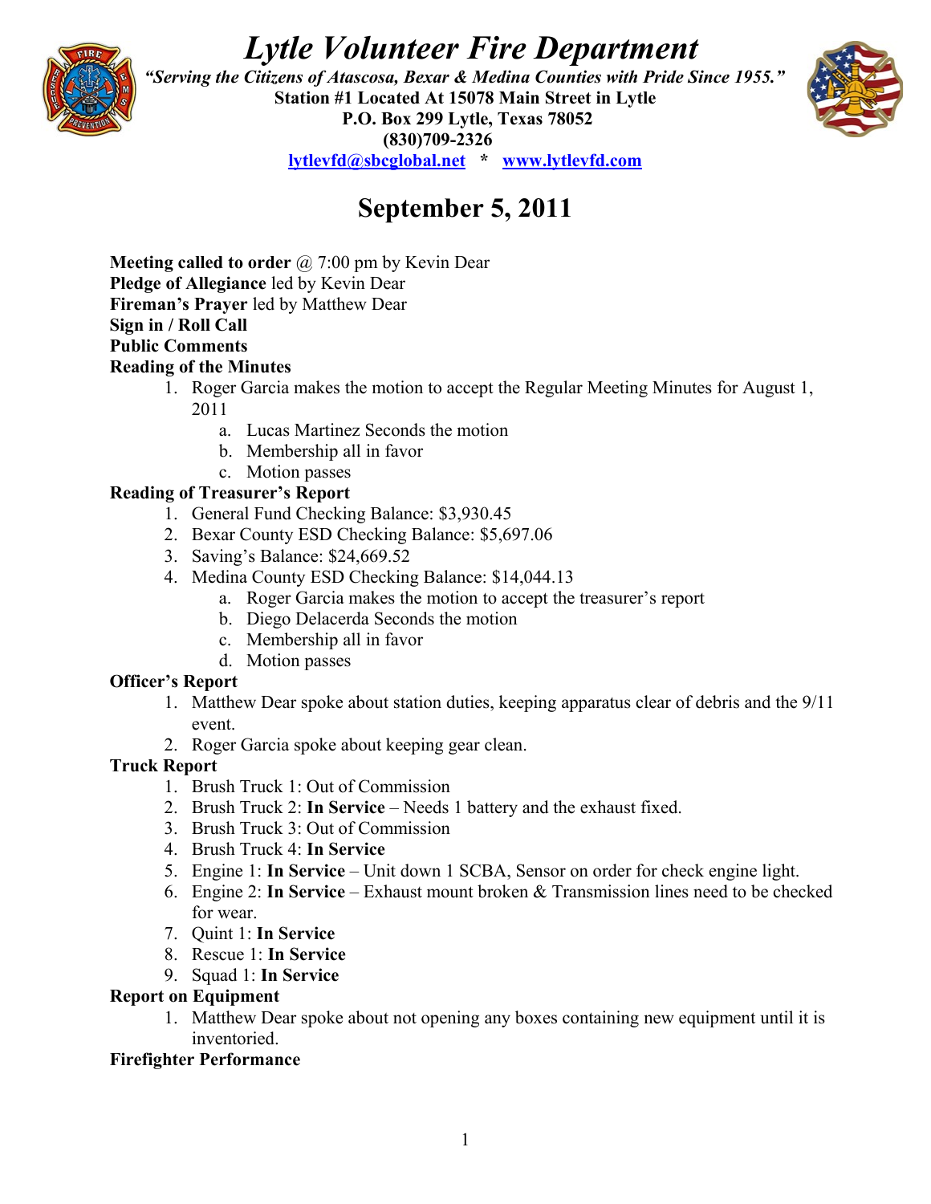# *Lytle Volunteer Fire Department*

***"Serving the Citizens of Atascosa, Bexar & Medina Counties with Pride Since 1955."***

**Station #1 Located At 15078 Main Street in Lytle**

**P.O. Box 299 Lytle, Texas 78052**

**(830)709-2326**

**lytlevfd@sbcglobal.net * www.lytlevfd.com**

## September 5, 2011

**Meeting called to order** @ 7:00 pm by Kevin Dear
**Pledge of Allegiance** led by Kevin Dear
**Fireman's Prayer** led by Matthew Dear
**Sign in / Roll Call**
**Public Comments**
**Reading of the Minutes**

1. Roger Garcia makes the motion to accept the Regular Meeting Minutes for August 1, 2011
   a. Lucas Martinez Seconds the motion
   b. Membership all in favor
   c. Motion passes

**Reading of Treasurer's Report**

1. General Fund Checking Balance: $3,930.45
2. Bexar County ESD Checking Balance: $5,697.06
3. Saving's Balance: $24,669.52
4. Medina County ESD Checking Balance: $14,044.13
   a. Roger Garcia makes the motion to accept the treasurer's report
   b. Diego Delacerda Seconds the motion
   c. Membership all in favor
   d. Motion passes

**Officer's Report**

1. Matthew Dear spoke about station duties, keeping apparatus clear of debris and the 9/11 event.
2. Roger Garcia spoke about keeping gear clean.

**Truck Report**

1. Brush Truck 1: Out of Commission
2. Brush Truck 2: **In Service** – Needs 1 battery and the exhaust fixed.
3. Brush Truck 3: Out of Commission
4. Brush Truck 4: **In Service**
5. Engine 1: **In Service** – Unit down 1 SCBA, Sensor on order for check engine light.
6. Engine 2: **In Service** – Exhaust mount broken & Transmission lines need to be checked for wear.
7. Quint 1: **In Service**
8. Rescue 1: **In Service**
9. Squad 1: **In Service**

**Report on Equipment**

1. Matthew Dear spoke about not opening any boxes containing new equipment until it is inventoried.

**Firefighter Performance**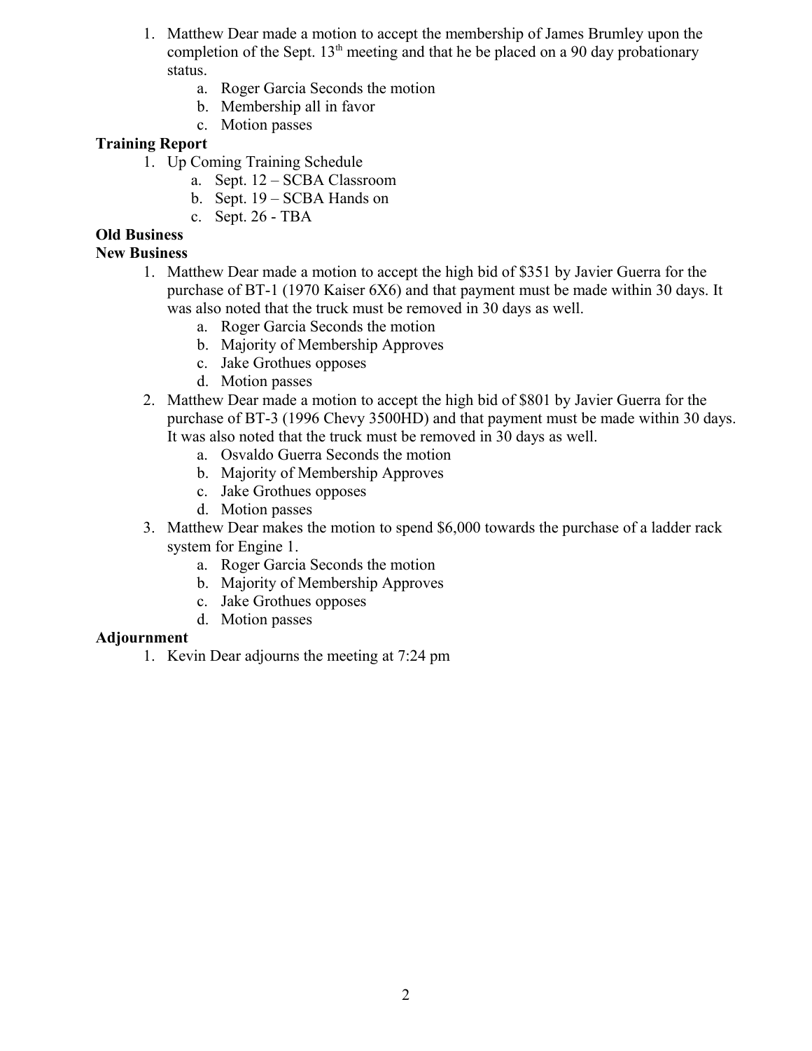1. Matthew Dear made a motion to accept the membership of James Brumley upon the completion of the Sept. 13th meeting and that he be placed on a 90 day probationary status.
    a. Roger Garcia Seconds the motion
    b. Membership all in favor
    c. Motion passes

**Training Report**

1. Up Coming Training Schedule
    a. Sept. 12 – SCBA Classroom
    b. Sept. 19 – SCBA Hands on
    c. Sept. 26 - TBA

**Old Business**

**New Business**

1. Matthew Dear made a motion to accept the high bid of $351 by Javier Guerra for the purchase of BT-1 (1970 Kaiser 6X6) and that payment must be made within 30 days. It was also noted that the truck must be removed in 30 days as well.
    a. Roger Garcia Seconds the motion
    b. Majority of Membership Approves
    c. Jake Grothues opposes
    d. Motion passes
2. Matthew Dear made a motion to accept the high bid of $801 by Javier Guerra for the purchase of BT-3 (1996 Chevy 3500HD) and that payment must be made within 30 days. It was also noted that the truck must be removed in 30 days as well.
    a. Osvaldo Guerra Seconds the motion
    b. Majority of Membership Approves
    c. Jake Grothues opposes
    d. Motion passes
3. Matthew Dear makes the motion to spend $6,000 towards the purchase of a ladder rack system for Engine 1.
    a. Roger Garcia Seconds the motion
    b. Majority of Membership Approves
    c. Jake Grothues opposes
    d. Motion passes

**Adjournment**

1. Kevin Dear adjourns the meeting at 7:24 pm